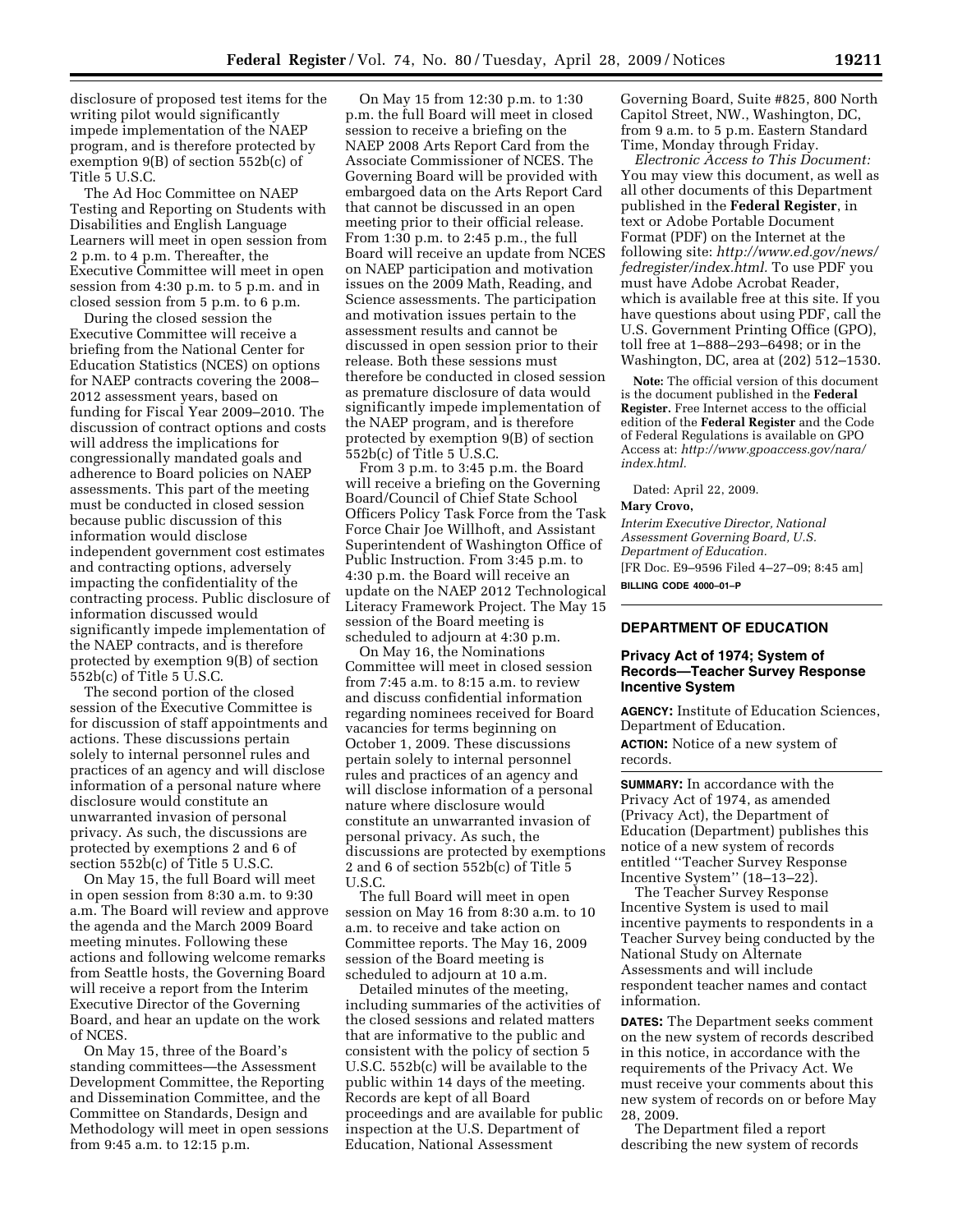disclosure of proposed test items for the writing pilot would significantly impede implementation of the NAEP program, and is therefore protected by exemption 9(B) of section 552b(c) of Title 5 U.S.C.

The Ad Hoc Committee on NAEP Testing and Reporting on Students with Disabilities and English Language Learners will meet in open session from 2 p.m. to 4 p.m. Thereafter, the Executive Committee will meet in open session from 4:30 p.m. to 5 p.m. and in closed session from 5 p.m. to 6 p.m.

During the closed session the Executive Committee will receive a briefing from the National Center for Education Statistics (NCES) on options for NAEP contracts covering the 2008–2012 assessment years, based on funding for Fiscal Year 2009–2010. The discussion of contract options and costs will address the implications for congressionally mandated goals and adherence to Board policies on NAEP assessments. This part of the meeting must be conducted in closed session because public discussion of this information would disclose independent government cost estimates and contracting options, adversely impacting the confidentiality of the contracting process. Public disclosure of information discussed would significantly impede implementation of the NAEP contracts, and is therefore protected by exemption 9(B) of section 552b(c) of Title 5 U.S.C.

The second portion of the closed session of the Executive Committee is for discussion of staff appointments and actions. These discussions pertain solely to internal personnel rules and practices of an agency and will disclose information of a personal nature where disclosure would constitute an unwarranted invasion of personal privacy. As such, the discussions are protected by exemptions 2 and 6 of section 552b(c) of Title 5 U.S.C.

On May 15, the full Board will meet in open session from 8:30 a.m. to 9:30 a.m. The Board will review and approve the agenda and the March 2009 Board meeting minutes. Following these actions and following welcome remarks from Seattle hosts, the Governing Board will receive a report from the Interim Executive Director of the Governing Board, and hear an update on the work of NCES.

On May 15, three of the Board's standing committees—the Assessment Development Committee, the Reporting and Dissemination Committee, and the Committee on Standards, Design and Methodology will meet in open sessions from 9:45 a.m. to 12:15 p.m.

On May 15 from 12:30 p.m. to 1:30 p.m. the full Board will meet in closed session to receive a briefing on the NAEP 2008 Arts Report Card from the Associate Commissioner of NCES. The Governing Board will be provided with embargoed data on the Arts Report Card that cannot be discussed in an open meeting prior to their official release. From 1:30 p.m. to 2:45 p.m., the full Board will receive an update from NCES on NAEP participation and motivation issues on the 2009 Math, Reading, and Science assessments. The participation and motivation issues pertain to the assessment results and cannot be discussed in open session prior to their release. Both these sessions must therefore be conducted in closed session as premature disclosure of data would significantly impede implementation of the NAEP program, and is therefore protected by exemption 9(B) of section 552b(c) of Title 5 U.S.C.

From 3 p.m. to 3:45 p.m. the Board will receive a briefing on the Governing Board/Council of Chief State School Officers Policy Task Force from the Task Force Chair Joe Willhoft, and Assistant Superintendent of Washington Office of Public Instruction. From 3:45 p.m. to 4:30 p.m. the Board will receive an update on the NAEP 2012 Technological Literacy Framework Project. The May 15 session of the Board meeting is scheduled to adjourn at 4:30 p.m.

On May 16, the Nominations Committee will meet in closed session from 7:45 a.m. to 8:15 a.m. to review and discuss confidential information regarding nominees received for Board vacancies for terms beginning on October 1, 2009. These discussions pertain solely to internal personnel rules and practices of an agency and will disclose information of a personal nature where disclosure would constitute an unwarranted invasion of personal privacy. As such, the discussions are protected by exemptions 2 and 6 of section 552b(c) of Title 5 U.S.C.

The full Board will meet in open session on May 16 from 8:30 a.m. to 10 a.m. to receive and take action on Committee reports. The May 16, 2009 session of the Board meeting is scheduled to adjourn at 10 a.m.

Detailed minutes of the meeting, including summaries of the activities of the closed sessions and related matters that are informative to the public and consistent with the policy of section 5 U.S.C. 552b(c) will be available to the public within 14 days of the meeting. Records are kept of all Board proceedings and are available for public inspection at the U.S. Department of Education, National Assessment Governing Board, Suite #825, 800 North Capitol Street, NW., Washington, DC, from 9 a.m. to 5 p.m. Eastern Standard Time, Monday through Friday.

*Electronic Access to This Document:* You may view this document, as well as all other documents of this Department published in the **Federal Register**, in text or Adobe Portable Document Format (PDF) on the Internet at the following site: *http://www.ed.gov/news/fedregister/index.html.* To use PDF you must have Adobe Acrobat Reader, which is available free at this site. If you have questions about using PDF, call the U.S. Government Printing Office (GPO), toll free at 1–888–293–6498; or in the Washington, DC, area at (202) 512–1530.

**Note:** The official version of this document is the document published in the **Federal Register.** Free Internet access to the official edition of the **Federal Register** and the Code of Federal Regulations is available on GPO Access at: *http://www.gpoaccess.gov/nara/index.html.*

Dated: April 22, 2009.

**Mary Crovo,**

*Interim Executive Director, National Assessment Governing Board, U.S. Department of Education.*

[FR Doc. E9–9596 Filed 4–27–09; 8:45 am]

**BILLING CODE 4000–01–P**

## DEPARTMENT OF EDUCATION

### Privacy Act of 1974; System of Records—Teacher Survey Response Incentive System

**AGENCY:** Institute of Education Sciences, Department of Education.

**ACTION:** Notice of a new system of records.

**SUMMARY:** In accordance with the Privacy Act of 1974, as amended (Privacy Act), the Department of Education (Department) publishes this notice of a new system of records entitled ''Teacher Survey Response Incentive System'' (18–13–22).

The Teacher Survey Response Incentive System is used to mail incentive payments to respondents in a Teacher Survey being conducted by the National Study on Alternate Assessments and will include respondent teacher names and contact information.

**DATES:** The Department seeks comment on the new system of records described in this notice, in accordance with the requirements of the Privacy Act. We must receive your comments about this new system of records on or before May 28, 2009.

The Department filed a report describing the new system of records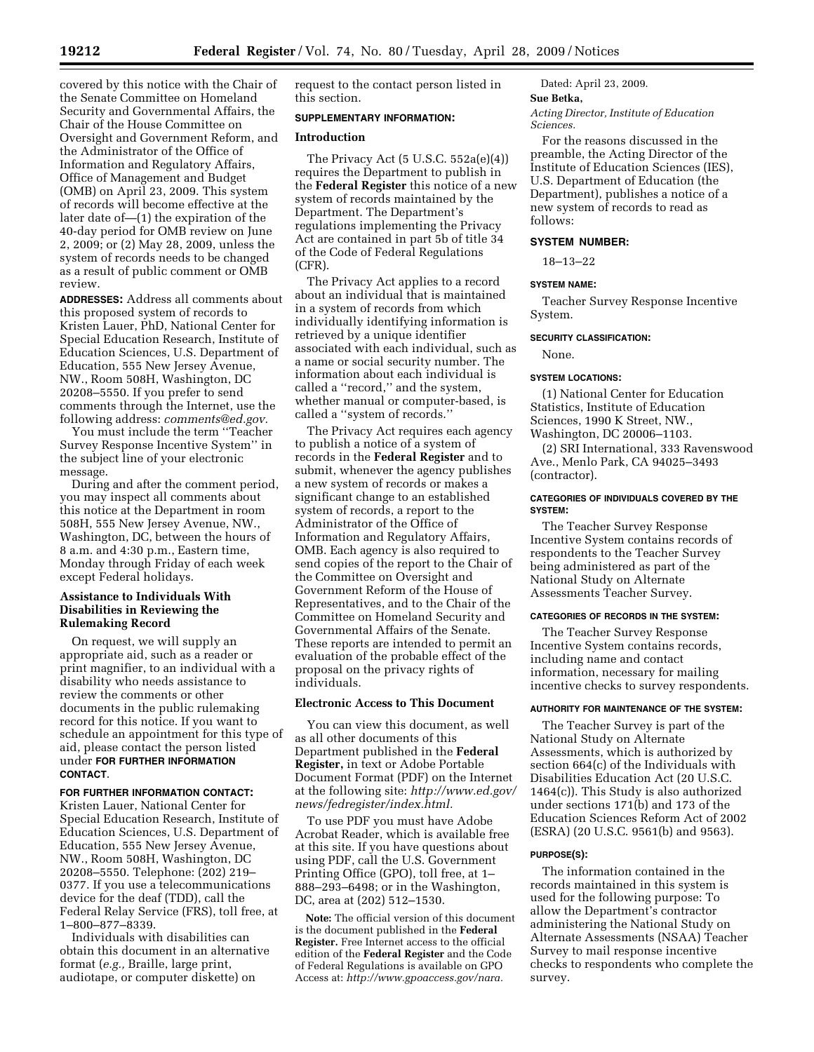covered by this notice with the Chair of the Senate Committee on Homeland Security and Governmental Affairs, the Chair of the House Committee on Oversight and Government Reform, and the Administrator of the Office of Information and Regulatory Affairs, Office of Management and Budget (OMB) on April 23, 2009. This system of records will become effective at the later date of—(1) the expiration of the 40-day period for OMB review on June 2, 2009; or (2) May 28, 2009, unless the system of records needs to be changed as a result of public comment or OMB review.

**ADDRESSES:** Address all comments about this proposed system of records to Kristen Lauer, PhD, National Center for Special Education Research, Institute of Education Sciences, U.S. Department of Education, 555 New Jersey Avenue, NW., Room 508H, Washington, DC 20208–5550. If you prefer to send comments through the Internet, use the following address: *comments@ed.gov.*

You must include the term ''Teacher Survey Response Incentive System'' in the subject line of your electronic message.

During and after the comment period, you may inspect all comments about this notice at the Department in room 508H, 555 New Jersey Avenue, NW., Washington, DC, between the hours of 8 a.m. and 4:30 p.m., Eastern time, Monday through Friday of each week except Federal holidays.

### Assistance to Individuals With Disabilities in Reviewing the Rulemaking Record

On request, we will supply an appropriate aid, such as a reader or print magnifier, to an individual with a disability who needs assistance to review the comments or other documents in the public rulemaking record for this notice. If you want to schedule an appointment for this type of aid, please contact the person listed under **FOR FURTHER INFORMATION CONTACT**.

**FOR FURTHER INFORMATION CONTACT:** Kristen Lauer, National Center for Special Education Research, Institute of Education Sciences, U.S. Department of Education, 555 New Jersey Avenue, NW., Room 508H, Washington, DC 20208–5550. Telephone: (202) 219–0377. If you use a telecommunications device for the deaf (TDD), call the Federal Relay Service (FRS), toll free, at 1–800–877–8339.

Individuals with disabilities can obtain this document in an alternative format (*e.g.,* Braille, large print, audiotape, or computer diskette) on request to the contact person listed in this section.

**SUPPLEMENTARY INFORMATION:**

### Introduction

The Privacy Act (5 U.S.C. 552a(e)(4)) requires the Department to publish in the **Federal Register** this notice of a new system of records maintained by the Department. The Department's regulations implementing the Privacy Act are contained in part 5b of title 34 of the Code of Federal Regulations (CFR).

The Privacy Act applies to a record about an individual that is maintained in a system of records from which individually identifying information is retrieved by a unique identifier associated with each individual, such as a name or social security number. The information about each individual is called a ''record,'' and the system, whether manual or computer-based, is called a ''system of records.''

The Privacy Act requires each agency to publish a notice of a system of records in the **Federal Register** and to submit, whenever the agency publishes a new system of records or makes a significant change to an established system of records, a report to the Administrator of the Office of Information and Regulatory Affairs, OMB. Each agency is also required to send copies of the report to the Chair of the Committee on Oversight and Government Reform of the House of Representatives, and to the Chair of the Committee on Homeland Security and Governmental Affairs of the Senate. These reports are intended to permit an evaluation of the probable effect of the proposal on the privacy rights of individuals.

### Electronic Access to This Document

You can view this document, as well as all other documents of this Department published in the **Federal Register,** in text or Adobe Portable Document Format (PDF) on the Internet at the following site: *http://www.ed.gov/news/fedregister/index.html.*

To use PDF you must have Adobe Acrobat Reader, which is available free at this site. If you have questions about using PDF, call the U.S. Government Printing Office (GPO), toll free, at 1–888–293–6498; or in the Washington, DC, area at (202) 512–1530.

**Note:** The official version of this document is the document published in the **Federal Register.** Free Internet access to the official edition of the **Federal Register** and the Code of Federal Regulations is available on GPO Access at: *http://www.gpoaccess.gov/nara.*

Dated: April 23, 2009.

**Sue Betka,**

*Acting Director, Institute of Education Sciences.*

For the reasons discussed in the preamble, the Acting Director of the Institute of Education Sciences (IES), U.S. Department of Education (the Department), publishes a notice of a new system of records to read as follows:

**SYSTEM NUMBER:**

18–13–22

**SYSTEM NAME:**

Teacher Survey Response Incentive System.

**SECURITY CLASSIFICATION:**

None.

**SYSTEM LOCATIONS:**

(1) National Center for Education Statistics, Institute of Education Sciences, 1990 K Street, NW., Washington, DC 20006–1103.

(2) SRI International, 333 Ravenswood Ave., Menlo Park, CA 94025–3493 (contractor).

**CATEGORIES OF INDIVIDUALS COVERED BY THE SYSTEM:**

The Teacher Survey Response Incentive System contains records of respondents to the Teacher Survey being administered as part of the National Study on Alternate Assessments Teacher Survey.

**CATEGORIES OF RECORDS IN THE SYSTEM:**

The Teacher Survey Response Incentive System contains records, including name and contact information, necessary for mailing incentive checks to survey respondents.

**AUTHORITY FOR MAINTENANCE OF THE SYSTEM:**

The Teacher Survey is part of the National Study on Alternate Assessments, which is authorized by section 664(c) of the Individuals with Disabilities Education Act (20 U.S.C. 1464(c)). This Study is also authorized under sections 171(b) and 173 of the Education Sciences Reform Act of 2002 (ESRA) (20 U.S.C. 9561(b) and 9563).

**PURPOSE(S):**

The information contained in the records maintained in this system is used for the following purpose: To allow the Department's contractor administering the National Study on Alternate Assessments (NSAA) Teacher Survey to mail response incentive checks to respondents who complete the survey.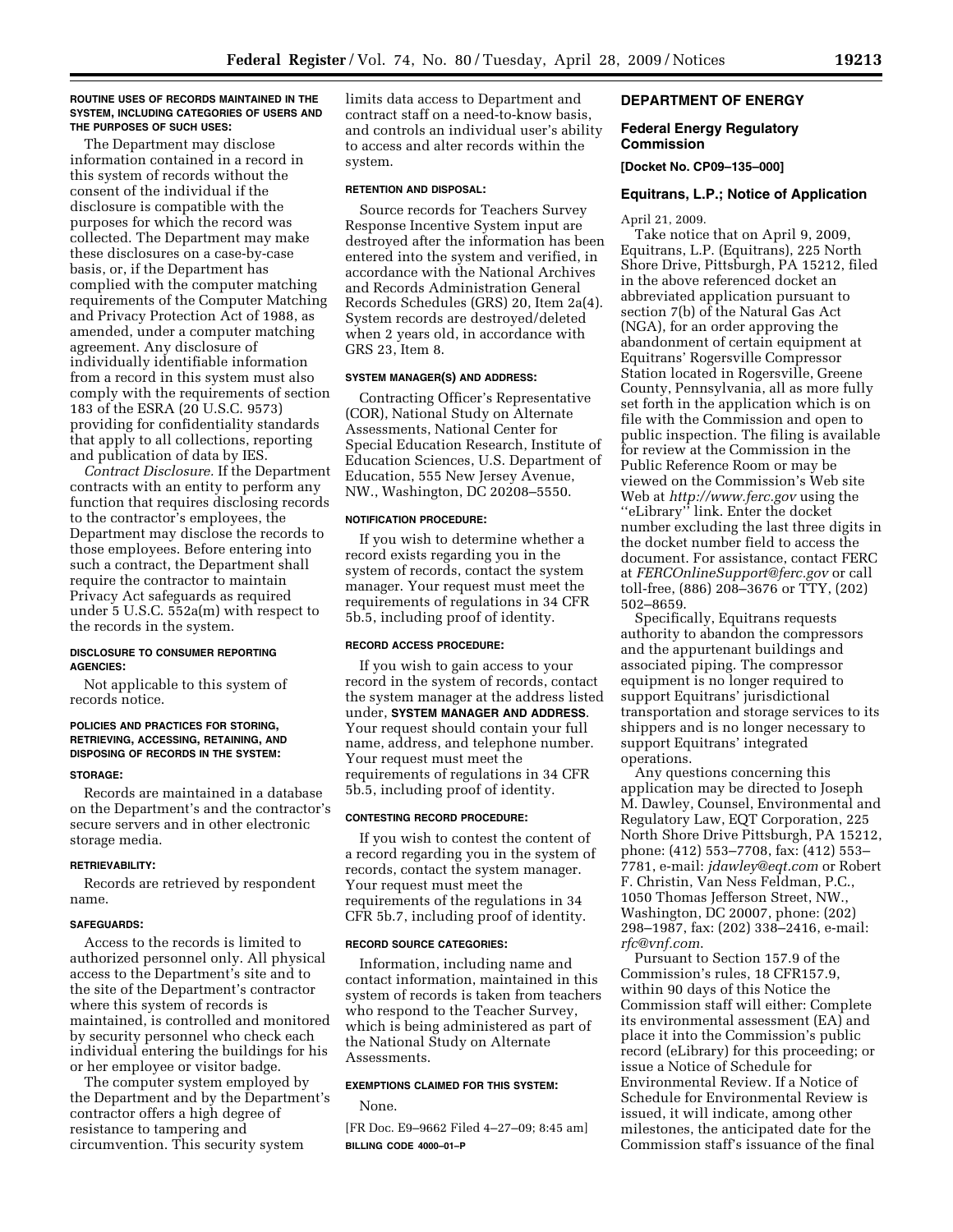#### ROUTINE USES OF RECORDS MAINTAINED IN THE SYSTEM, INCLUDING CATEGORIES OF USERS AND THE PURPOSES OF SUCH USES:

The Department may disclose information contained in a record in this system of records without the consent of the individual if the disclosure is compatible with the purposes for which the record was collected. The Department may make these disclosures on a case-by-case basis, or, if the Department has complied with the computer matching requirements of the Computer Matching and Privacy Protection Act of 1988, as amended, under a computer matching agreement. Any disclosure of individually identifiable information from a record in this system must also comply with the requirements of section 183 of the ESRA (20 U.S.C. 9573) providing for confidentiality standards that apply to all collections, reporting and publication of data by IES.

*Contract Disclosure.* If the Department contracts with an entity to perform any function that requires disclosing records to the contractor's employees, the Department may disclose the records to those employees. Before entering into such a contract, the Department shall require the contractor to maintain Privacy Act safeguards as required under 5 U.S.C. 552a(m) with respect to the records in the system.

#### DISCLOSURE TO CONSUMER REPORTING AGENCIES:

Not applicable to this system of records notice.

#### POLICIES AND PRACTICES FOR STORING, RETRIEVING, ACCESSING, RETAINING, AND DISPOSING OF RECORDS IN THE SYSTEM:

#### STORAGE:

Records are maintained in a database on the Department's and the contractor's secure servers and in other electronic storage media.

#### RETRIEVABILITY:

Records are retrieved by respondent name.

#### SAFEGUARDS:

Access to the records is limited to authorized personnel only. All physical access to the Department's site and to the site of the Department's contractor where this system of records is maintained, is controlled and monitored by security personnel who check each individual entering the buildings for his or her employee or visitor badge.

The computer system employed by the Department and by the Department's contractor offers a high degree of resistance to tampering and circumvention. This security system limits data access to Department and contract staff on a need-to-know basis, and controls an individual user's ability to access and alter records within the system.

#### RETENTION AND DISPOSAL:

Source records for Teachers Survey Response Incentive System input are destroyed after the information has been entered into the system and verified, in accordance with the National Archives and Records Administration General Records Schedules (GRS) 20, Item 2a(4). System records are destroyed/deleted when 2 years old, in accordance with GRS 23, Item 8.

#### SYSTEM MANAGER(S) AND ADDRESS:

Contracting Officer's Representative (COR), National Study on Alternate Assessments, National Center for Special Education Research, Institute of Education Sciences, U.S. Department of Education, 555 New Jersey Avenue, NW., Washington, DC 20208–5550.

#### NOTIFICATION PROCEDURE:

If you wish to determine whether a record exists regarding you in the system of records, contact the system manager. Your request must meet the requirements of regulations in 34 CFR 5b.5, including proof of identity.

#### RECORD ACCESS PROCEDURE:

If you wish to gain access to your record in the system of records, contact the system manager at the address listed under, **SYSTEM MANAGER AND ADDRESS**. Your request should contain your full name, address, and telephone number. Your request must meet the requirements of regulations in 34 CFR 5b.5, including proof of identity.

#### CONTESTING RECORD PROCEDURE:

If you wish to contest the content of a record regarding you in the system of records, contact the system manager. Your request must meet the requirements of the regulations in 34 CFR 5b.7, including proof of identity.

#### RECORD SOURCE CATEGORIES:

Information, including name and contact information, maintained in this system of records is taken from teachers who respond to the Teacher Survey, which is being administered as part of the National Study on Alternate Assessments.

#### EXEMPTIONS CLAIMED FOR THIS SYSTEM:

None.

[FR Doc. E9–9662 Filed 4–27–09; 8:45 am]

**BILLING CODE 4000–01–P**

## DEPARTMENT OF ENERGY

### Federal Energy Regulatory Commission

**[Docket No. CP09–135–000]**

### Equitrans, L.P.; Notice of Application

April 21, 2009.

Take notice that on April 9, 2009, Equitrans, L.P. (Equitrans), 225 North Shore Drive, Pittsburgh, PA 15212, filed in the above referenced docket an abbreviated application pursuant to section 7(b) of the Natural Gas Act (NGA), for an order approving the abandonment of certain equipment at Equitrans' Rogersville Compressor Station located in Rogersville, Greene County, Pennsylvania, all as more fully set forth in the application which is on file with the Commission and open to public inspection. The filing is available for review at the Commission in the Public Reference Room or may be viewed on the Commission's Web site Web at *http://www.ferc.gov* using the ''eLibrary'' link. Enter the docket number excluding the last three digits in the docket number field to access the document. For assistance, contact FERC at *FERCOnlineSupport@ferc.gov* or call toll-free, (886) 208–3676 or TTY, (202) 502–8659.

Specifically, Equitrans requests authority to abandon the compressors and the appurtenant buildings and associated piping. The compressor equipment is no longer required to support Equitrans' jurisdictional transportation and storage services to its shippers and is no longer necessary to support Equitrans' integrated operations.

Any questions concerning this application may be directed to Joseph M. Dawley, Counsel, Environmental and Regulatory Law, EQT Corporation, 225 North Shore Drive Pittsburgh, PA 15212, phone: (412) 553–7708, fax: (412) 553–7781, e-mail: *jdawley@eqt.com* or Robert F. Christin, Van Ness Feldman, P.C., 1050 Thomas Jefferson Street, NW., Washington, DC 20007, phone: (202) 298–1987, fax: (202) 338–2416, e-mail: *rfc@vnf.com*.

Pursuant to Section 157.9 of the Commission's rules, 18 CFR157.9, within 90 days of this Notice the Commission staff will either: Complete its environmental assessment (EA) and place it into the Commission's public record (eLibrary) for this proceeding; or issue a Notice of Schedule for Environmental Review. If a Notice of Schedule for Environmental Review is issued, it will indicate, among other milestones, the anticipated date for the Commission staff's issuance of the final